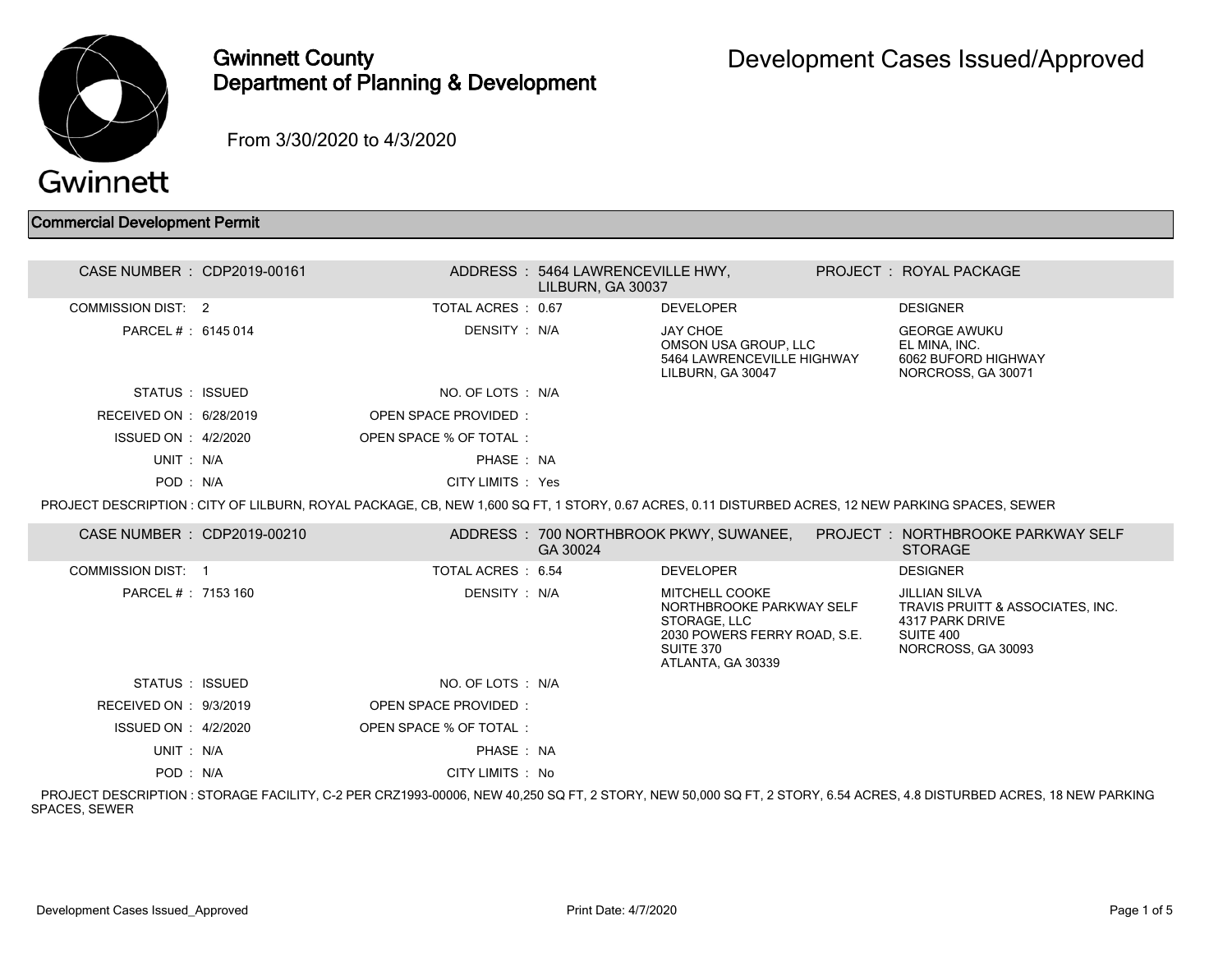# Gwinnett County Department of Planning & Development

# Development Cases Issued/Approved

From 3/30/2020 to 4/3/2020

## Commercial Development Permit

| | | | | | |
|---|---|---|---|---|---|
| CASE NUMBER : | CDP2019-00161 | ADDRESS : | 5464 LAWRENCEVILLE HWY, LILBURN, GA 30037 | PROJECT : | ROYAL PACKAGE |
| COMMISSION DIST: | 2 | TOTAL ACRES : | 0.67 | DEVELOPER | DESIGNER |
| PARCEL # : | 6145 014 | DENSITY : | N/A | JAY CHOE<br>OMSON USA GROUP, LLC<br>5464 LAWRENCEVILLE HIGHWAY<br>LILBURN, GA 30047 | GEORGE AWUKU<br>EL MINA, INC.<br>6062 BUFORD HIGHWAY<br>NORCROSS, GA 30071 |
| STATUS : | ISSUED | NO. OF LOTS : | N/A | | |
| RECEIVED ON : | 6/28/2019 | OPEN SPACE PROVIDED : | | | |
| ISSUED ON : | 4/2/2020 | OPEN SPACE % OF TOTAL : | | | |
| UNIT : | N/A | PHASE : | NA | | |
| POD : | N/A | CITY LIMITS : | Yes | | |

PROJECT DESCRIPTION : CITY OF LILBURN, ROYAL PACKAGE, CB, NEW 1,600 SQ FT, 1 STORY, 0.67 ACRES, 0.11 DISTURBED ACRES, 12 NEW PARKING SPACES, SEWER

| | | | | | |
|---|---|---|---|---|---|
| CASE NUMBER : | CDP2019-00210 | ADDRESS : | 700 NORTHBROOK PKWY, SUWANEE, GA 30024 | PROJECT : | NORTHBROOKE PARKWAY SELF STORAGE |
| COMMISSION DIST: | 1 | TOTAL ACRES : | 6.54 | DEVELOPER | DESIGNER |
| PARCEL # : | 7153 160 | DENSITY : | N/A | MITCHELL COOKE<br>NORTHBROOKE PARKWAY SELF STORAGE, LLC<br>2030 POWERS FERRY ROAD, S.E.<br>SUITE 370<br>ATLANTA, GA 30339 | JILLIAN SILVA<br>TRAVIS PRUITT & ASSOCIATES, INC.<br>4317 PARK DRIVE<br>SUITE 400<br>NORCROSS, GA 30093 |
| STATUS : | ISSUED | NO. OF LOTS : | N/A | | |
| RECEIVED ON : | 9/3/2019 | OPEN SPACE PROVIDED : | | | |
| ISSUED ON : | 4/2/2020 | OPEN SPACE % OF TOTAL : | | | |
| UNIT : | N/A | PHASE : | NA | | |
| POD : | N/A | CITY LIMITS : | No | | |

PROJECT DESCRIPTION : STORAGE FACILITY, C-2 PER CRZ1993-00006, NEW 40,250 SQ FT, 2 STORY, NEW 50,000 SQ FT, 2 STORY, 6.54 ACRES, 4.8 DISTURBED ACRES, 18 NEW PARKING SPACES, SEWER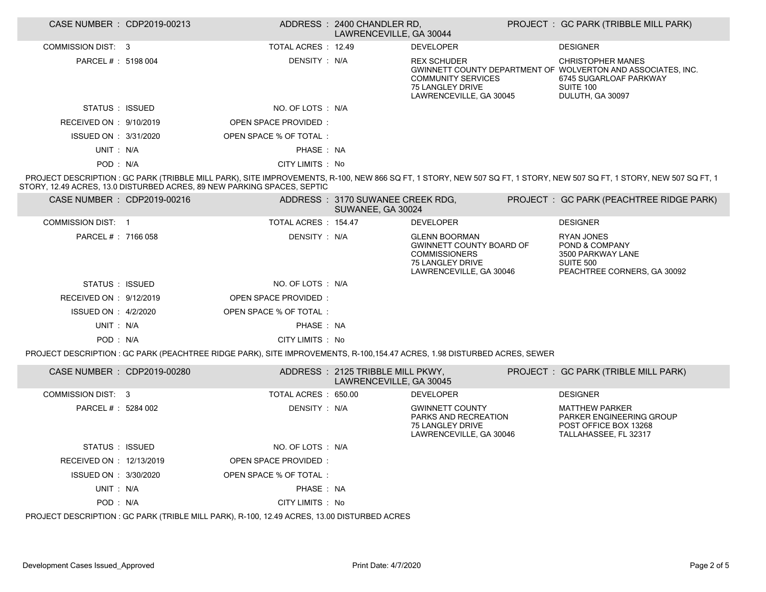| CASE NUMBER : CDP2019-00213 | ADDRESS : 2400 CHANDLER RD, LAWRENCEVILLE, GA 30044 | | PROJECT : GC PARK (TRIBBLE MILL PARK) |
|---|---|---|---|
| COMMISSION DIST : 3 | TOTAL ACRES : 12.49 | DEVELOPER | DESIGNER |
| PARCEL # : 5198 004 | DENSITY : N/A | REX SCHUDER<br>GWINNETT COUNTY DEPARTMENT OF COMMUNITY SERVICES<br>75 LANGLEY DRIVE<br>LAWRENCEVILLE, GA 30045 | CHRISTOPHER MANES<br>WOLVERTON AND ASSOCIATES, INC.<br>6745 SUGARLOAF PARKWAY<br>SUITE 100<br>DULUTH, GA 30097 |
| STATUS : ISSUED | NO. OF LOTS : N/A | | |
| RECEIVED ON : 9/10/2019 | OPEN SPACE PROVIDED : | | |
| ISSUED ON : 3/31/2020 | OPEN SPACE % OF TOTAL : | | |
| UNIT : N/A | PHASE : NA | | |
| POD : N/A | CITY LIMITS : No | | |

PROJECT DESCRIPTION : GC PARK (TRIBBLE MILL PARK), SITE IMPROVEMENTS, R-100, NEW 866 SQ FT, 1 STORY, NEW 507 SQ FT, 1 STORY, NEW 507 SQ FT, 1 STORY, NEW 507 SQ FT, 1 STORY, 12.49 ACRES, 13.0 DISTURBED ACRES, 89 NEW PARKING SPACES, SEPTIC

| CASE NUMBER : CDP2019-00216 | ADDRESS : 3170 SUWANEE CREEK RDG, SUWANEE, GA 30024 | | PROJECT : GC PARK (PEACHTREE RIDGE PARK) |
|---|---|---|---|
| COMMISSION DIST : 1 | TOTAL ACRES : 154.47 | DEVELOPER | DESIGNER |
| PARCEL # : 7166 058 | DENSITY : N/A | GLENN BOORMAN<br>GWINNETT COUNTY BOARD OF COMMISSIONERS<br>75 LANGLEY DRIVE<br>LAWRENCEVILLE, GA 30046 | RYAN JONES<br>POND & COMPANY<br>3500 PARKWAY LANE<br>SUITE 500<br>PEACHTREE CORNERS, GA 30092 |
| STATUS : ISSUED | NO. OF LOTS : N/A | | |
| RECEIVED ON : 9/12/2019 | OPEN SPACE PROVIDED : | | |
| ISSUED ON : 4/2/2020 | OPEN SPACE % OF TOTAL : | | |
| UNIT : N/A | PHASE : NA | | |
| POD : N/A | CITY LIMITS : No | | |

PROJECT DESCRIPTION : GC PARK (PEACHTREE RIDGE PARK), SITE IMPROVEMENTS, R-100,154.47 ACRES, 1.98 DISTURBED ACRES, SEWER

| CASE NUMBER : CDP2019-00280 | ADDRESS : 2125 TRIBBLE MILL PKWY, LAWRENCEVILLE, GA 30045 | | PROJECT : GC PARK (TRIBLE MILL PARK) |
|---|---|---|---|
| COMMISSION DIST : 3 | TOTAL ACRES : 650.00 | DEVELOPER | DESIGNER |
| PARCEL # : 5284 002 | DENSITY : N/A | GWINNETT COUNTY<br>PARKS AND RECREATION<br>75 LANGLEY DRIVE<br>LAWRENCEVILLE, GA 30046 | MATTHEW PARKER<br>PARKER ENGINEERING GROUP<br>POST OFFICE BOX 13268<br>TALLAHASSEE, FL 32317 |
| STATUS : ISSUED | NO. OF LOTS : N/A | | |
| RECEIVED ON : 12/13/2019 | OPEN SPACE PROVIDED : | | |
| ISSUED ON : 3/30/2020 | OPEN SPACE % OF TOTAL : | | |
| UNIT : N/A | PHASE : NA | | |
| POD : N/A | CITY LIMITS : No | | |

PROJECT DESCRIPTION : GC PARK (TRIBLE MILL PARK), R-100, 12.49 ACRES, 13.00 DISTURBED ACRES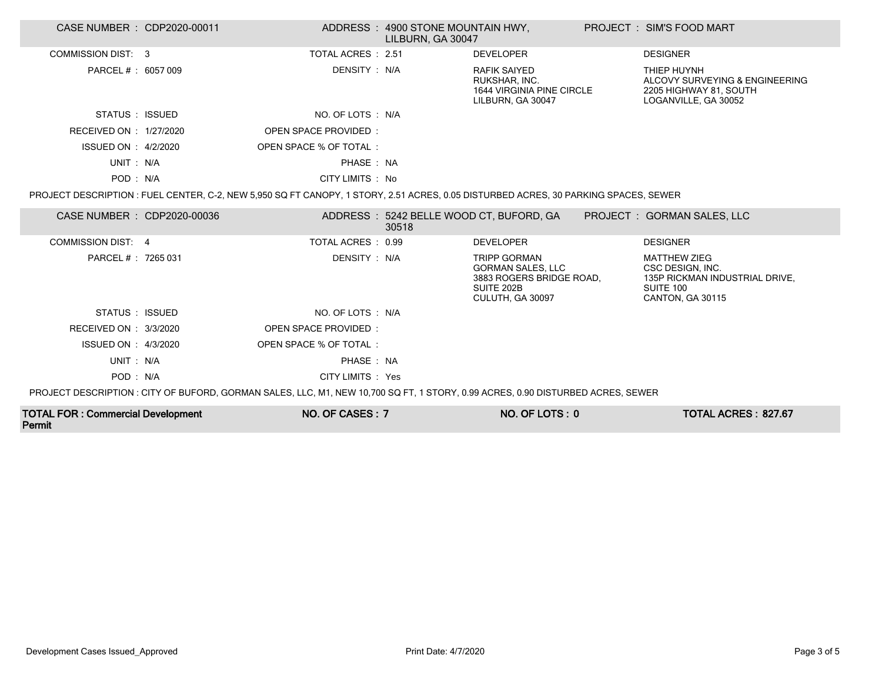| CASE NUMBER : CDP2020-00011 | ADDRESS : 4900 STONE MOUNTAIN HWY, LILBURN, GA 30047 | | PROJECT : SIM'S FOOD MART |
|---|---|---|---|
| COMMISSION DIST: 3 | TOTAL ACRES : 2.51 | DEVELOPER | DESIGNER |
| PARCEL # : 6057 009 | DENSITY : N/A | RAFIK SAIYED<br>RUKSHAR, INC.<br>1644 VIRGINIA PINE CIRCLE<br>LILBURN, GA 30047 | THIEP HUYNH<br>ALCOVY SURVEYING & ENGINEERING<br>2205 HIGHWAY 81, SOUTH<br>LOGANVILLE, GA 30052 |
| STATUS : ISSUED | NO. OF LOTS : N/A | | |
| RECEIVED ON : 1/27/2020 | OPEN SPACE PROVIDED : | | |
| ISSUED ON : 4/2/2020 | OPEN SPACE % OF TOTAL : | | |
| UNIT : N/A | PHASE : NA | | |
| POD : N/A | CITY LIMITS : No | | |

PROJECT DESCRIPTION : FUEL CENTER, C-2, NEW 5,950 SQ FT CANOPY, 1 STORY, 2.51 ACRES, 0.05 DISTURBED ACRES, 30 PARKING SPACES, SEWER

| CASE NUMBER : CDP2020-00036 | ADDRESS : 5242 BELLE WOOD CT, BUFORD, GA 30518 | | PROJECT : GORMAN SALES, LLC |
|---|---|---|---|
| COMMISSION DIST: 4 | TOTAL ACRES : 0.99 | DEVELOPER | DESIGNER |
| PARCEL # : 7265 031 | DENSITY : N/A | TRIPP GORMAN<br>GORMAN SALES, LLC<br>3883 ROGERS BRIDGE ROAD, SUITE 202B<br>CULUTH, GA 30097 | MATTHEW ZIEG<br>CSC DESIGN, INC.<br>135P RICKMAN INDUSTRIAL DRIVE, SUITE 100<br>CANTON, GA 30115 |
| STATUS : ISSUED | NO. OF LOTS : N/A | | |
| RECEIVED ON : 3/3/2020 | OPEN SPACE PROVIDED : | | |
| ISSUED ON : 4/3/2020 | OPEN SPACE % OF TOTAL : | | |
| UNIT : N/A | PHASE : NA | | |
| POD : N/A | CITY LIMITS : Yes | | |

PROJECT DESCRIPTION : CITY OF BUFORD, GORMAN SALES, LLC, M1, NEW 10,700 SQ FT, 1 STORY, 0.99 ACRES, 0.90 DISTURBED ACRES, SEWER

| TOTAL FOR : Commercial Development Permit | NO. OF CASES : 7 | NO. OF LOTS : 0 | TOTAL ACRES : 827.67 |
|---|---|---|---|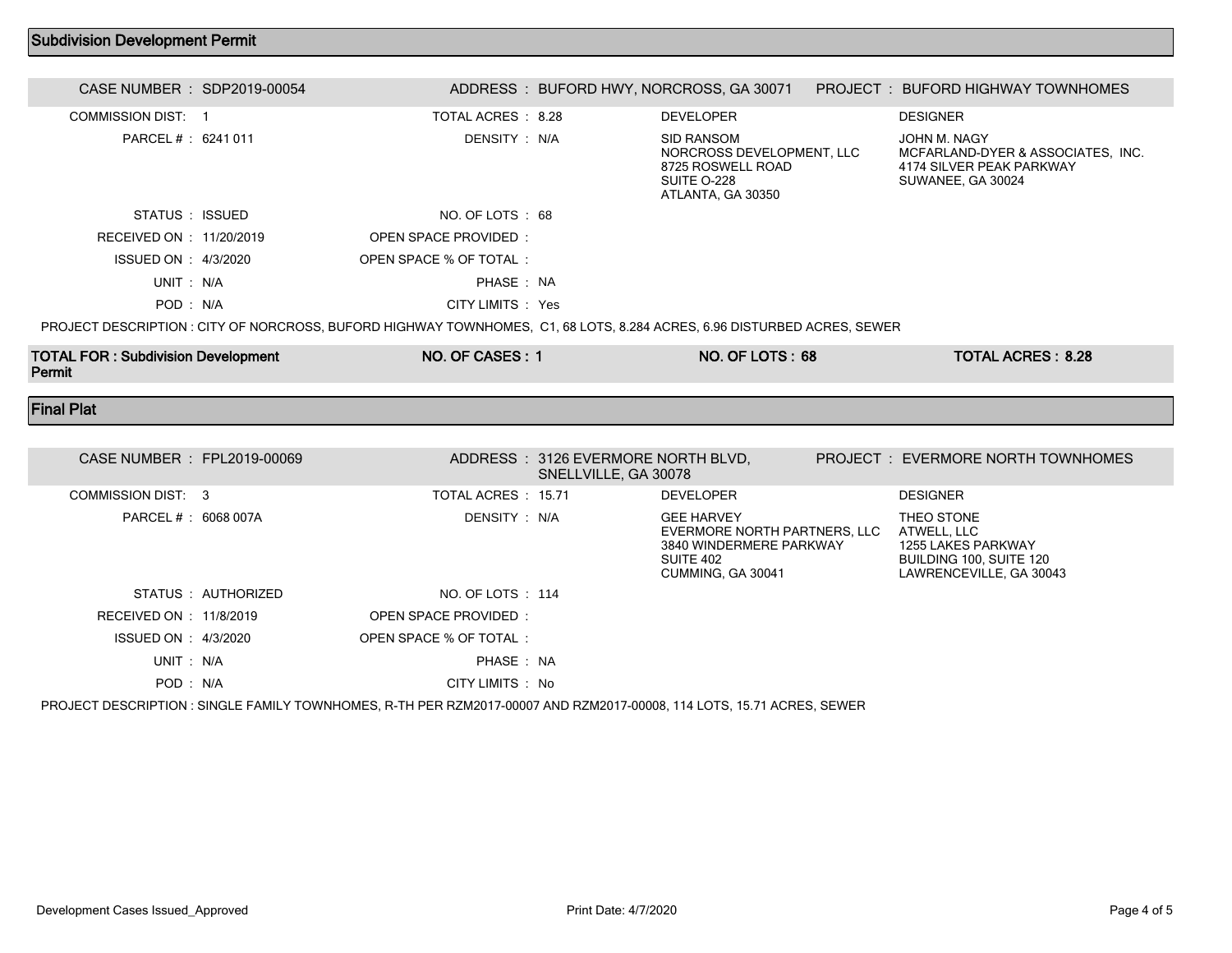## Subdivision Development Permit

| CASE NUMBER : SDP2019-00054 | ADDRESS : BUFORD HWY, NORCROSS, GA 30071 | PROJECT : BUFORD HIGHWAY TOWNHOMES | |
|---|---|---|---|
| COMMISSION DIST: 1 | TOTAL ACRES : 8.28 | DEVELOPER | DESIGNER |
| PARCEL # : 6241 011 | DENSITY : N/A | SID RANSOM<br>NORCROSS DEVELOPMENT, LLC<br>8725 ROSWELL ROAD<br>SUITE O-228<br>ATLANTA, GA 30350 | JOHN M. NAGY<br>MCFARLAND-DYER & ASSOCIATES, INC.<br>4174 SILVER PEAK PARKWAY<br>SUWANEE, GA 30024 |
| STATUS : ISSUED | NO. OF LOTS : 68 | | |
| RECEIVED ON : 11/20/2019 | OPEN SPACE PROVIDED : | | |
| ISSUED ON : 4/3/2020 | OPEN SPACE % OF TOTAL : | | |
| UNIT : N/A | PHASE : NA | | |
| POD : N/A | CITY LIMITS : Yes | | |

PROJECT DESCRIPTION : CITY OF NORCROSS, BUFORD HIGHWAY TOWNHOMES, C1, 68 LOTS, 8.284 ACRES, 6.96 DISTURBED ACRES, SEWER

| TOTAL FOR : Subdivision Development Permit | NO. OF CASES : 1 | NO. OF LOTS : 68 | TOTAL ACRES : 8.28 |
|---|---|---|---|

## Final Plat

| CASE NUMBER : FPL2019-00069 | ADDRESS : 3126 EVERMORE NORTH BLVD, SNELLVILLE, GA 30078 | PROJECT : EVERMORE NORTH TOWNHOMES | |
|---|---|---|---|
| COMMISSION DIST: 3 | TOTAL ACRES : 15.71 | DEVELOPER | DESIGNER |
| PARCEL # : 6068 007A | DENSITY : N/A | GEE HARVEY<br>EVERMORE NORTH PARTNERS, LLC<br>3840 WINDERMERE PARKWAY<br>SUITE 402<br>CUMMING, GA 30041 | THEO STONE<br>ATWELL, LLC<br>1255 LAKES PARKWAY<br>BUILDING 100, SUITE 120<br>LAWRENCEVILLE, GA 30043 |
| STATUS : AUTHORIZED | NO. OF LOTS : 114 | | |
| RECEIVED ON : 11/8/2019 | OPEN SPACE PROVIDED : | | |
| ISSUED ON : 4/3/2020 | OPEN SPACE % OF TOTAL : | | |
| UNIT : N/A | PHASE : NA | | |
| POD : N/A | CITY LIMITS : No | | |

PROJECT DESCRIPTION : SINGLE FAMILY TOWNHOMES, R-TH PER RZM2017-00007 AND RZM2017-00008, 114 LOTS, 15.71 ACRES, SEWER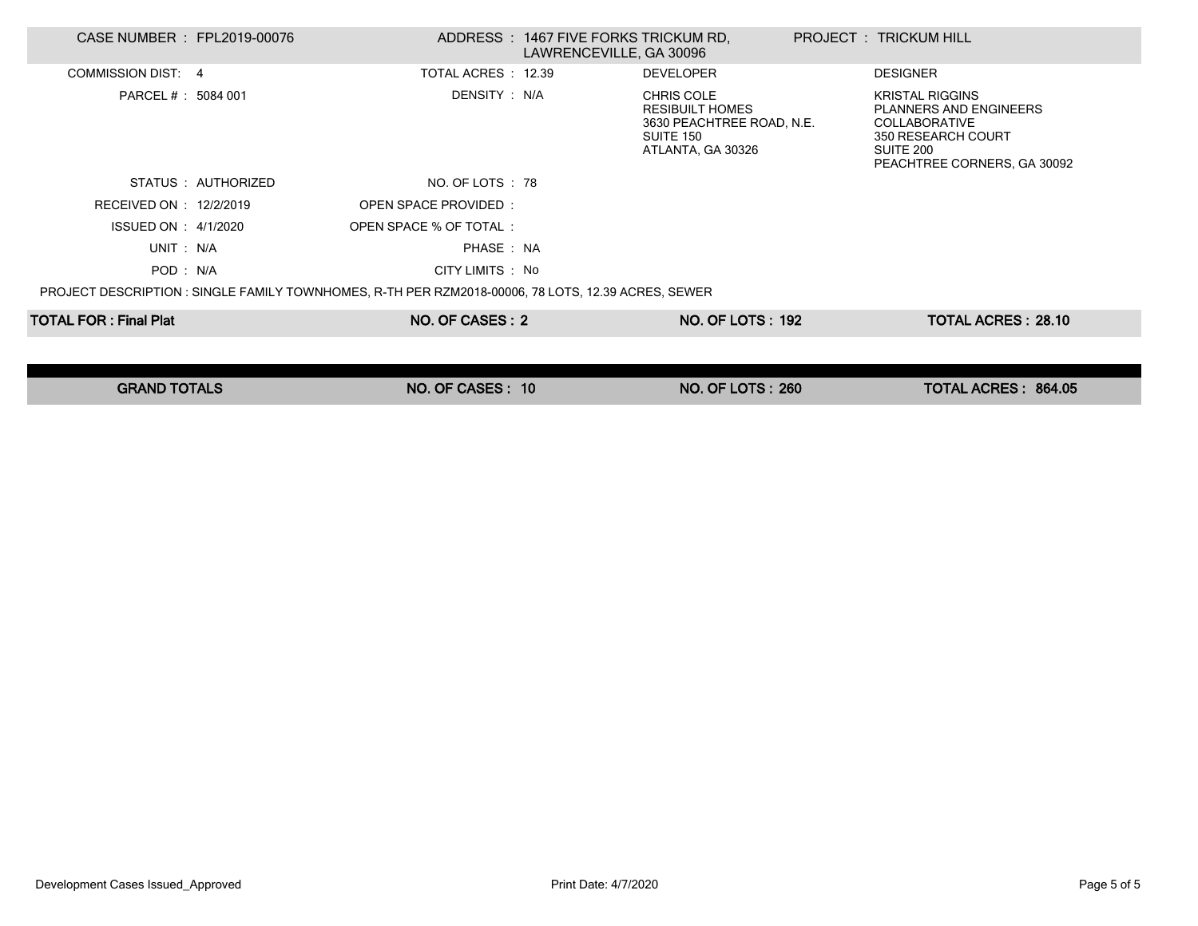| | | | |
|---|---|---|---|
| CASE NUMBER : FPL2019-00076 | ADDRESS : 1467 FIVE FORKS TRICKUM RD, LAWRENCEVILLE, GA 30096 | | PROJECT : TRICKUM HILL |
| COMMISSION DIST: 4 | TOTAL ACRES : 12.39 | DEVELOPER | DESIGNER |
| PARCEL # : 5084 001 | DENSITY : N/A | CHRIS COLE<br>RESIBUILT HOMES<br>3630 PEACHTREE ROAD, N.E.<br>SUITE 150<br>ATLANTA, GA 30326 | KRISTAL RIGGINS<br>PLANNERS AND ENGINEERS COLLABORATIVE<br>350 RESEARCH COURT<br>SUITE 200<br>PEACHTREE CORNERS, GA 30092 |
| STATUS : AUTHORIZED | NO. OF LOTS : 78 | | |
| RECEIVED ON : 12/2/2019 | OPEN SPACE PROVIDED : | | |
| ISSUED ON : 4/1/2020 | OPEN SPACE % OF TOTAL : | | |
| UNIT : N/A | PHASE : NA | | |
| POD : N/A | CITY LIMITS : No | | |

PROJECT DESCRIPTION : SINGLE FAMILY TOWNHOMES, R-TH PER RZM2018-00006, 78 LOTS, 12.39 ACRES, SEWER

| | | | |
|---|---|---|---|
| **TOTAL FOR : Final Plat** | **NO. OF CASES : 2** | **NO. OF LOTS : 192** | **TOTAL ACRES : 28.10** |

| | | | |
|---|---|---|---|
| **GRAND TOTALS** | **NO. OF CASES : 10** | **NO. OF LOTS : 260** | **TOTAL ACRES : 864.05** |

Development Cases Issued_Approved

Print Date: 4/7/2020